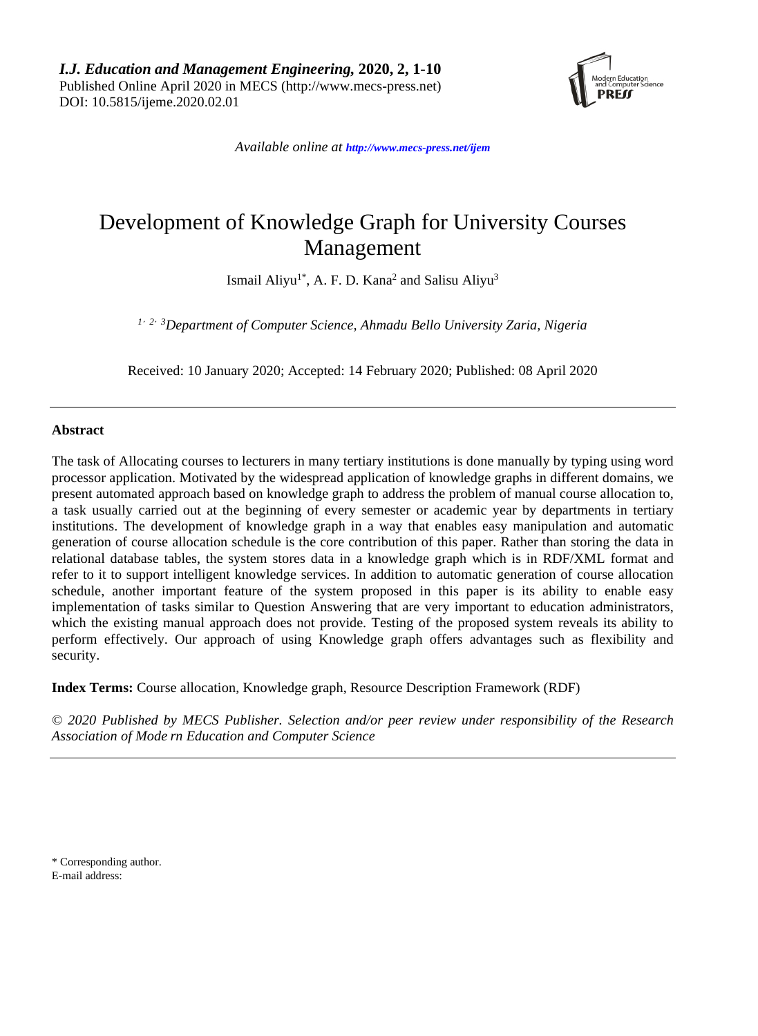# Development of Knowledge Graph for University Courses Management

Ismail Aliyu[1*], A. F. D. Kana[2] and Salisu Aliyu[3]

*[1, 2, 3]Department of Computer Science, Ahmadu Bello University Zaria, Nigeria*

Received: 10 January 2020; Accepted: 14 February 2020; Published: 08 April 2020

---

## Abstract

The task of Allocating courses to lecturers in many tertiary institutions is done manually by typing using word processor application. Motivated by the widespread application of knowledge graphs in different domains, we present automated approach based on knowledge graph to address the problem of manual course allocation to, a task usually carried out at the beginning of every semester or academic year by departments in tertiary institutions. The development of knowledge graph in a way that enables easy manipulation and automatic generation of course allocation schedule is the core contribution of this paper. Rather than storing the data in relational database tables, the system stores data in a knowledge graph which is in RDF/XML format and refer to it to support intelligent knowledge services. In addition to automatic generation of course allocation schedule, another important feature of the system proposed in this paper is its ability to enable easy implementation of tasks similar to Question Answering that are very important to education administrators, which the existing manual approach does not provide. Testing of the proposed system reveals its ability to perform effectively. Our approach of using Knowledge graph offers advantages such as flexibility and security.

**Index Terms:** Course allocation, Knowledge graph, Resource Description Framework (RDF)

*© 2020 Published by MECS Publisher. Selection and/or peer review under responsibility of the Research Association of Mode rn Education and Computer Science*

---

\* Corresponding author.
E-mail address: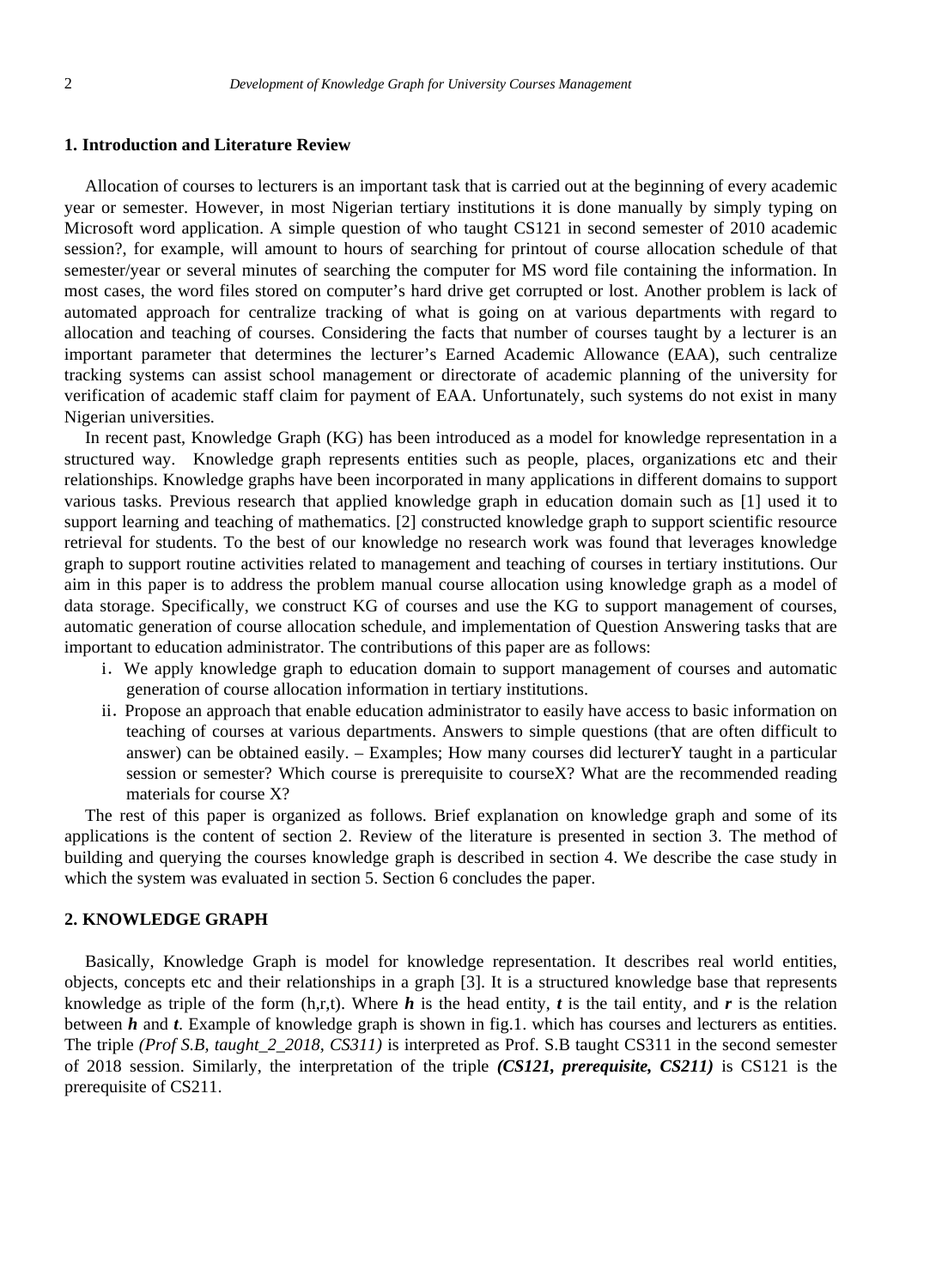## 1. Introduction and Literature Review

Allocation of courses to lecturers is an important task that is carried out at the beginning of every academic year or semester. However, in most Nigerian tertiary institutions it is done manually by simply typing on Microsoft word application. A simple question of who taught CS121 in second semester of 2010 academic session?, for example, will amount to hours of searching for printout of course allocation schedule of that semester/year or several minutes of searching the computer for MS word file containing the information. In most cases, the word files stored on computer's hard drive get corrupted or lost. Another problem is lack of automated approach for centralize tracking of what is going on at various departments with regard to allocation and teaching of courses. Considering the facts that number of courses taught by a lecturer is an important parameter that determines the lecturer's Earned Academic Allowance (EAA), such centralize tracking systems can assist school management or directorate of academic planning of the university for verification of academic staff claim for payment of EAA. Unfortunately, such systems do not exist in many Nigerian universities.

In recent past, Knowledge Graph (KG) has been introduced as a model for knowledge representation in a structured way. Knowledge graph represents entities such as people, places, organizations etc and their relationships. Knowledge graphs have been incorporated in many applications in different domains to support various tasks. Previous research that applied knowledge graph in education domain such as [1] used it to support learning and teaching of mathematics. [2] constructed knowledge graph to support scientific resource retrieval for students. To the best of our knowledge no research work was found that leverages knowledge graph to support routine activities related to management and teaching of courses in tertiary institutions. Our aim in this paper is to address the problem manual course allocation using knowledge graph as a model of data storage. Specifically, we construct KG of courses and use the KG to support management of courses, automatic generation of course allocation schedule, and implementation of Question Answering tasks that are important to education administrator. The contributions of this paper are as follows:

i. We apply knowledge graph to education domain to support management of courses and automatic generation of course allocation information in tertiary institutions.

ii. Propose an approach that enable education administrator to easily have access to basic information on teaching of courses at various departments. Answers to simple questions (that are often difficult to answer) can be obtained easily. – Examples; How many courses did lecturerY taught in a particular session or semester? Which course is prerequisite to courseX? What are the recommended reading materials for course X?

The rest of this paper is organized as follows. Brief explanation on knowledge graph and some of its applications is the content of section 2. Review of the literature is presented in section 3. The method of building and querying the courses knowledge graph is described in section 4. We describe the case study in which the system was evaluated in section 5. Section 6 concludes the paper.

## 2. KNOWLEDGE GRAPH

Basically, Knowledge Graph is model for knowledge representation. It describes real world entities, objects, concepts etc and their relationships in a graph [3]. It is a structured knowledge base that represents knowledge as triple of the form (h,r,t). Where ***h*** is the head entity, ***t*** is the tail entity, and ***r*** is the relation between ***h*** and ***t***. Example of knowledge graph is shown in fig.1. which has courses and lecturers as entities. The triple *(Prof S.B, taught_2_2018, CS311)* is interpreted as Prof. S.B taught CS311 in the second semester of 2018 session. Similarly, the interpretation of the triple ***(CS121, prerequisite, CS211)*** is CS121 is the prerequisite of CS211.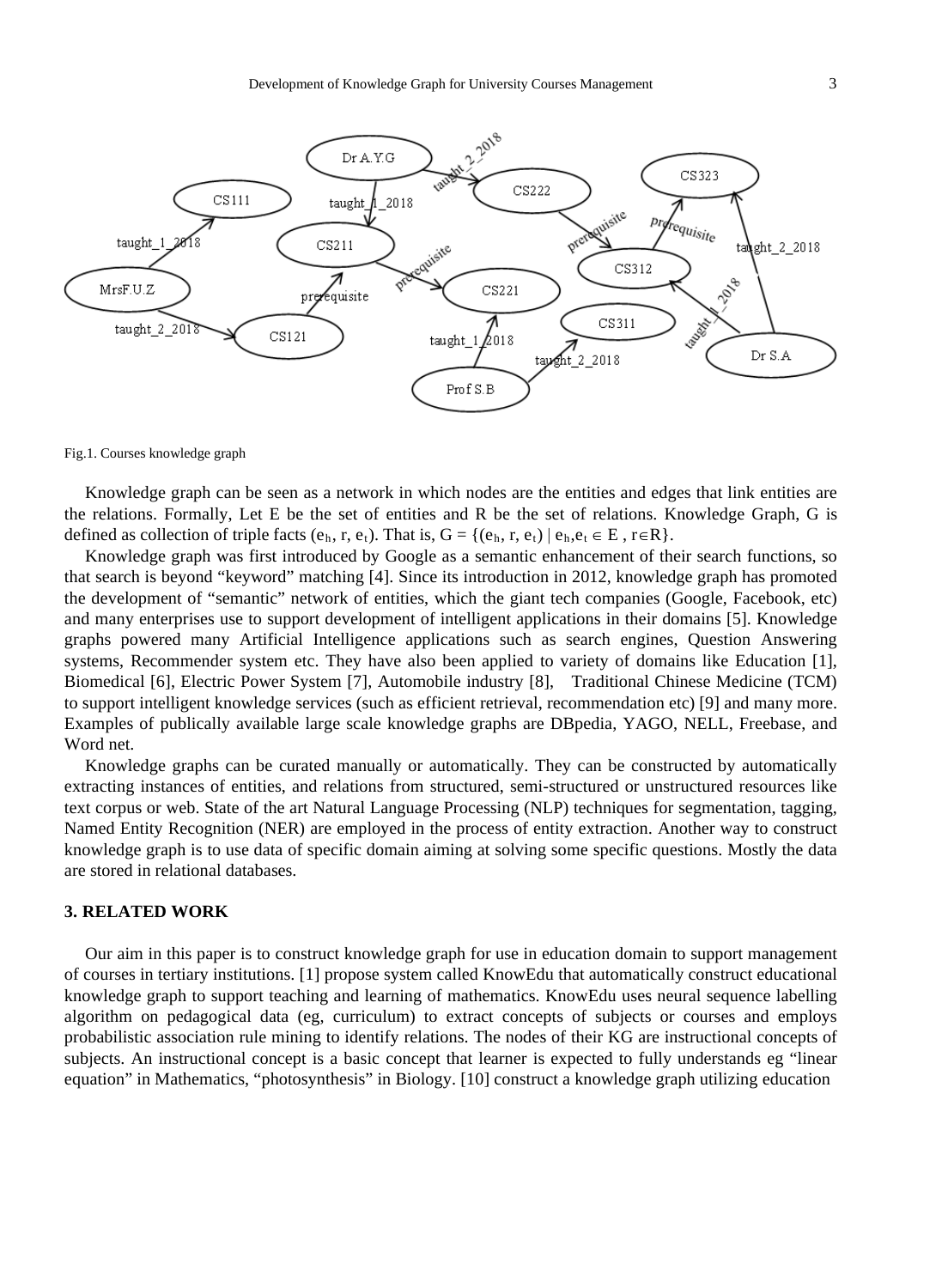Fig.1. Courses knowledge graph

Knowledge graph can be seen as a network in which nodes are the entities and edges that link entities are the relations. Formally, Let E be the set of entities and R be the set of relations. Knowledge Graph, G is defined as collection of triple facts ($e_h$, r, $e_t$). That is, $G = \{(e_h, r, e_t) \mid e_h, e_t \in E, r \in R\}$.

Knowledge graph was first introduced by Google as a semantic enhancement of their search functions, so that search is beyond "keyword" matching [4]. Since its introduction in 2012, knowledge graph has promoted the development of "semantic" network of entities, which the giant tech companies (Google, Facebook, etc) and many enterprises use to support development of intelligent applications in their domains [5]. Knowledge graphs powered many Artificial Intelligence applications such as search engines, Question Answering systems, Recommender system etc. They have also been applied to variety of domains like Education [1], Biomedical [6], Electric Power System [7], Automobile industry [8], Traditional Chinese Medicine (TCM) to support intelligent knowledge services (such as efficient retrieval, recommendation etc) [9] and many more. Examples of publically available large scale knowledge graphs are DBpedia, YAGO, NELL, Freebase, and Word net.

Knowledge graphs can be curated manually or automatically. They can be constructed by automatically extracting instances of entities, and relations from structured, semi-structured or unstructured resources like text corpus or web. State of the art Natural Language Processing (NLP) techniques for segmentation, tagging, Named Entity Recognition (NER) are employed in the process of entity extraction. Another way to construct knowledge graph is to use data of specific domain aiming at solving some specific questions. Mostly the data are stored in relational databases.

## 3. RELATED WORK

Our aim in this paper is to construct knowledge graph for use in education domain to support management of courses in tertiary institutions. [1] propose system called KnowEdu that automatically construct educational knowledge graph to support teaching and learning of mathematics. KnowEdu uses neural sequence labelling algorithm on pedagogical data (eg, curriculum) to extract concepts of subjects or courses and employs probabilistic association rule mining to identify relations. The nodes of their KG are instructional concepts of subjects. An instructional concept is a basic concept that learner is expected to fully understands eg "linear equation" in Mathematics, "photosynthesis" in Biology. [10] construct a knowledge graph utilizing education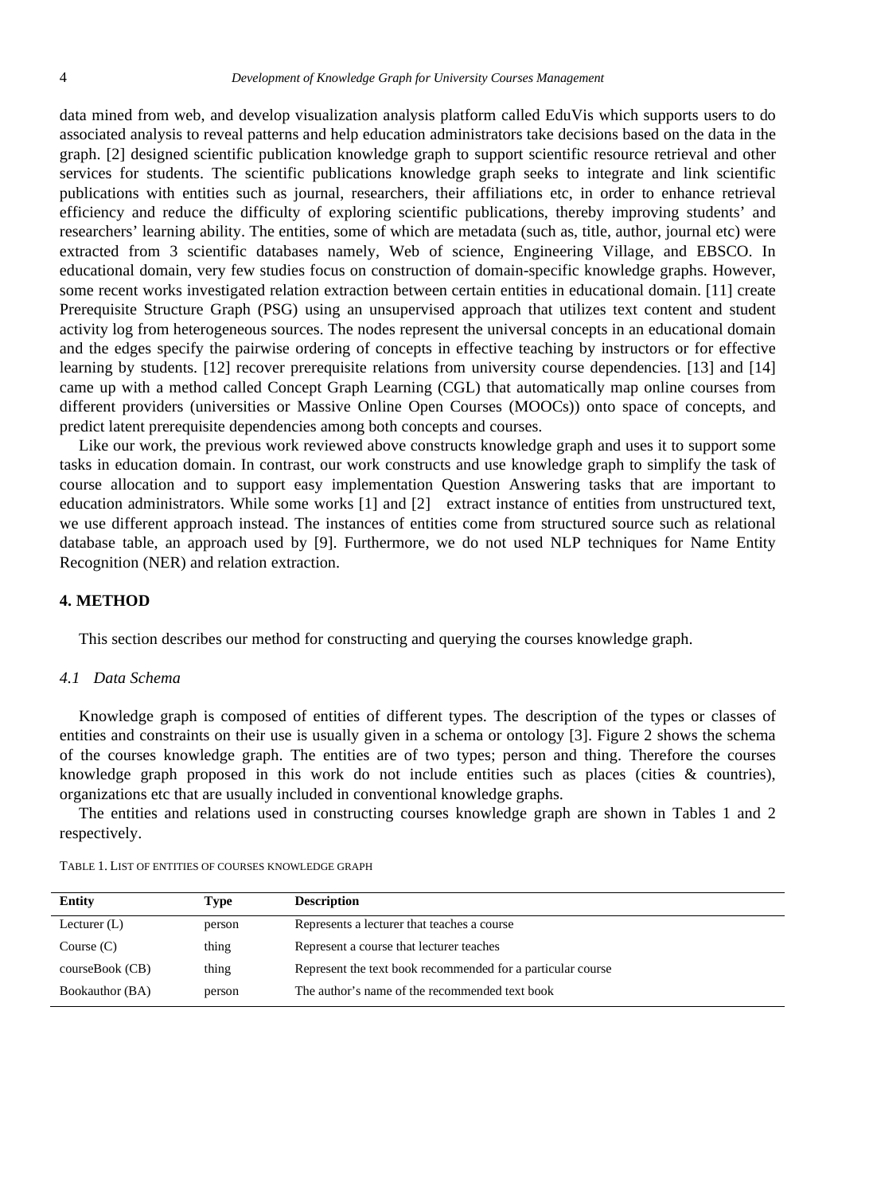data mined from web, and develop visualization analysis platform called EduVis which supports users to do associated analysis to reveal patterns and help education administrators take decisions based on the data in the graph. [2] designed scientific publication knowledge graph to support scientific resource retrieval and other services for students. The scientific publications knowledge graph seeks to integrate and link scientific publications with entities such as journal, researchers, their affiliations etc, in order to enhance retrieval efficiency and reduce the difficulty of exploring scientific publications, thereby improving students' and researchers' learning ability. The entities, some of which are metadata (such as, title, author, journal etc) were extracted from 3 scientific databases namely, Web of science, Engineering Village, and EBSCO. In educational domain, very few studies focus on construction of domain-specific knowledge graphs. However, some recent works investigated relation extraction between certain entities in educational domain. [11] create Prerequisite Structure Graph (PSG) using an unsupervised approach that utilizes text content and student activity log from heterogeneous sources. The nodes represent the universal concepts in an educational domain and the edges specify the pairwise ordering of concepts in effective teaching by instructors or for effective learning by students. [12] recover prerequisite relations from university course dependencies. [13] and [14] came up with a method called Concept Graph Learning (CGL) that automatically map online courses from different providers (universities or Massive Online Open Courses (MOOCs)) onto space of concepts, and predict latent prerequisite dependencies among both concepts and courses.

Like our work, the previous work reviewed above constructs knowledge graph and uses it to support some tasks in education domain. In contrast, our work constructs and use knowledge graph to simplify the task of course allocation and to support easy implementation Question Answering tasks that are important to education administrators. While some works [1] and [2] extract instance of entities from unstructured text, we use different approach instead. The instances of entities come from structured source such as relational database table, an approach used by [9]. Furthermore, we do not used NLP techniques for Name Entity Recognition (NER) and relation extraction.

## 4. METHOD

This section describes our method for constructing and querying the courses knowledge graph.

### *4.1 Data Schema*

Knowledge graph is composed of entities of different types. The description of the types or classes of entities and constraints on their use is usually given in a schema or ontology [3]. Figure 2 shows the schema of the courses knowledge graph. The entities are of two types; person and thing. Therefore the courses knowledge graph proposed in this work do not include entities such as places (cities & countries), organizations etc that are usually included in conventional knowledge graphs.

The entities and relations used in constructing courses knowledge graph are shown in Tables 1 and 2 respectively.

TABLE 1. LIST OF ENTITIES OF COURSES KNOWLEDGE GRAPH

| Entity | Type | Description |
|---|---|---|
| Lecturer (L) | person | Represents a lecturer that teaches a course |
| Course (C) | thing | Represent a course that lecturer teaches |
| courseBook (CB) | thing | Represent the text book recommended for a particular course |
| Bookauthor (BA) | person | The author's name of the recommended text book |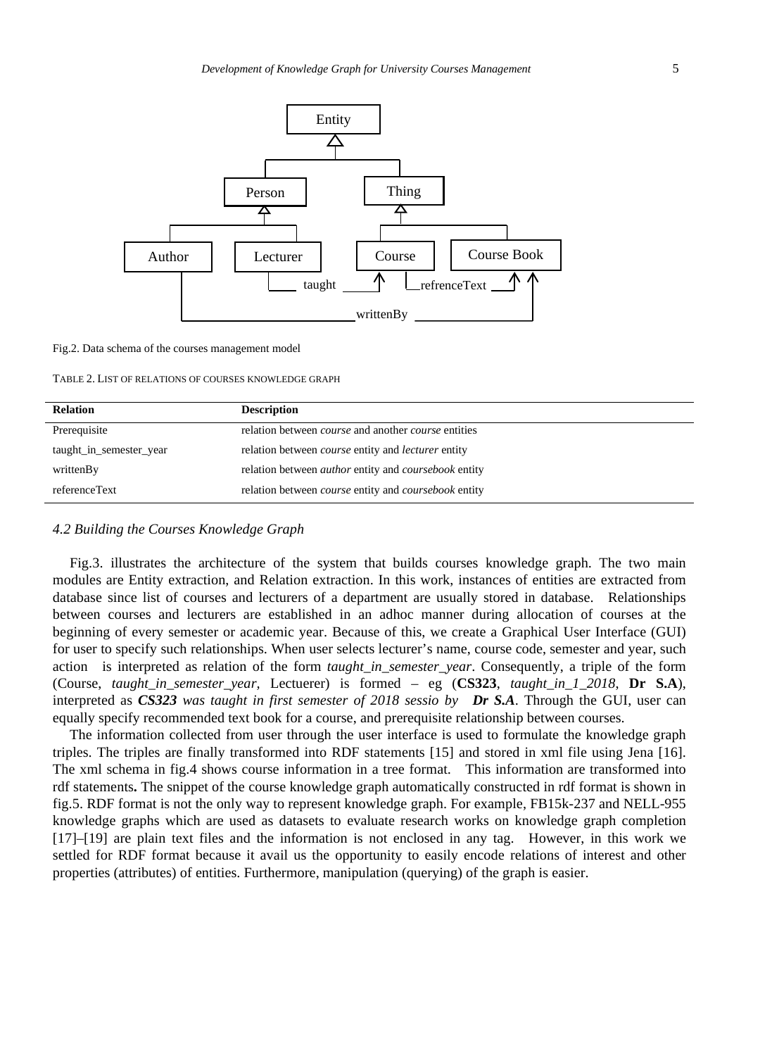Fig.2. Data schema of the courses management model

TABLE 2. LIST OF RELATIONS OF COURSES KNOWLEDGE GRAPH

| **Relation** | **Description** |
|---|---|
| Prerequisite | relation between *course* and another *course* entities |
| taught_in_semester_year | relation between *course* entity and *lecturer* entity |
| writtenBy | relation between *author* entity and *coursebook* entity |
| referenceText | relation between *course* entity and *coursebook* entity |

### *4.2 Building the Courses Knowledge Graph*

Fig.3. illustrates the architecture of the system that builds courses knowledge graph. The two main modules are Entity extraction, and Relation extraction. In this work, instances of entities are extracted from database since list of courses and lecturers of a department are usually stored in database. Relationships between courses and lecturers are established in an adhoc manner during allocation of courses at the beginning of every semester or academic year. Because of this, we create a Graphical User Interface (GUI) for user to specify such relationships. When user selects lecturer's name, course code, semester and year, such action is interpreted as relation of the form *taught_in_semester_year*. Consequently, a triple of the form (Course, *taught_in_semester_year*, Lectuerer) is formed – eg (**CS323**, *taught_in_1_2018*, **Dr S.A**), interpreted as ***CS323*** *was taught in first semester of 2018 sessio by* ***Dr S.A***. Through the GUI, user can equally specify recommended text book for a course, and prerequisite relationship between courses.

The information collected from user through the user interface is used to formulate the knowledge graph triples. The triples are finally transformed into RDF statements [15] and stored in xml file using Jena [16]. The xml schema in fig.4 shows course information in a tree format. This information are transformed into rdf statements**.** The snippet of the course knowledge graph automatically constructed in rdf format is shown in fig.5. RDF format is not the only way to represent knowledge graph. For example, FB15k-237 and NELL-955 knowledge graphs which are used as datasets to evaluate research works on knowledge graph completion [17]–[19] are plain text files and the information is not enclosed in any tag. However, in this work we settled for RDF format because it avail us the opportunity to easily encode relations of interest and other properties (attributes) of entities. Furthermore, manipulation (querying) of the graph is easier.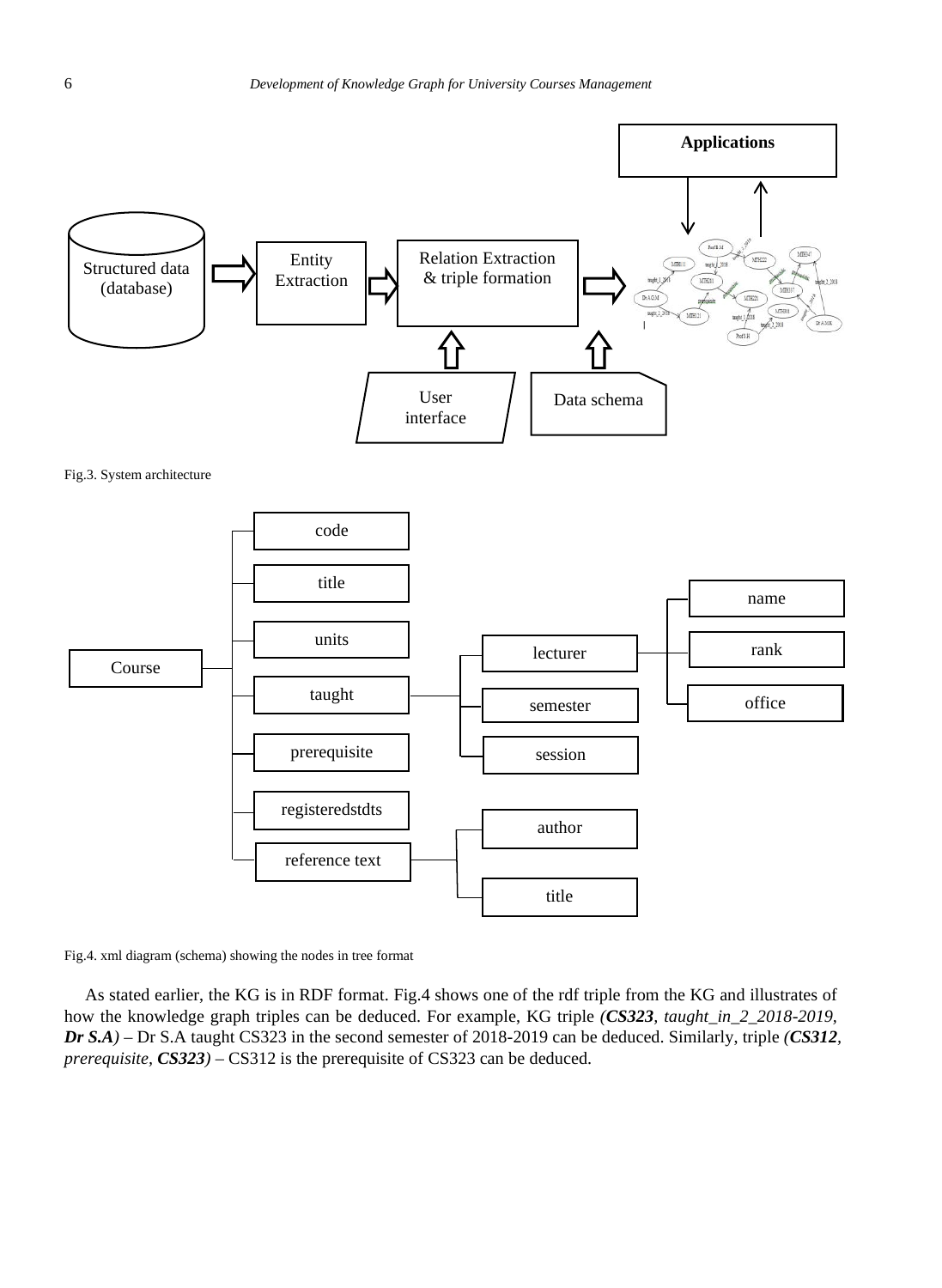Fig.3. System architecture

Fig.4. xml diagram (schema) showing the nodes in tree format

As stated earlier, the KG is in RDF format. Fig.4 shows one of the rdf triple from the KG and illustrates of how the knowledge graph triples can be deduced. For example, KG triple *(**CS323**, taught_in_2_2018-2019, **Dr S.A**)* – Dr S.A taught CS323 in the second semester of 2018-2019 can be deduced. Similarly, triple *(**CS312**, prerequisite, **CS323**)* – CS312 is the prerequisite of CS323 can be deduced.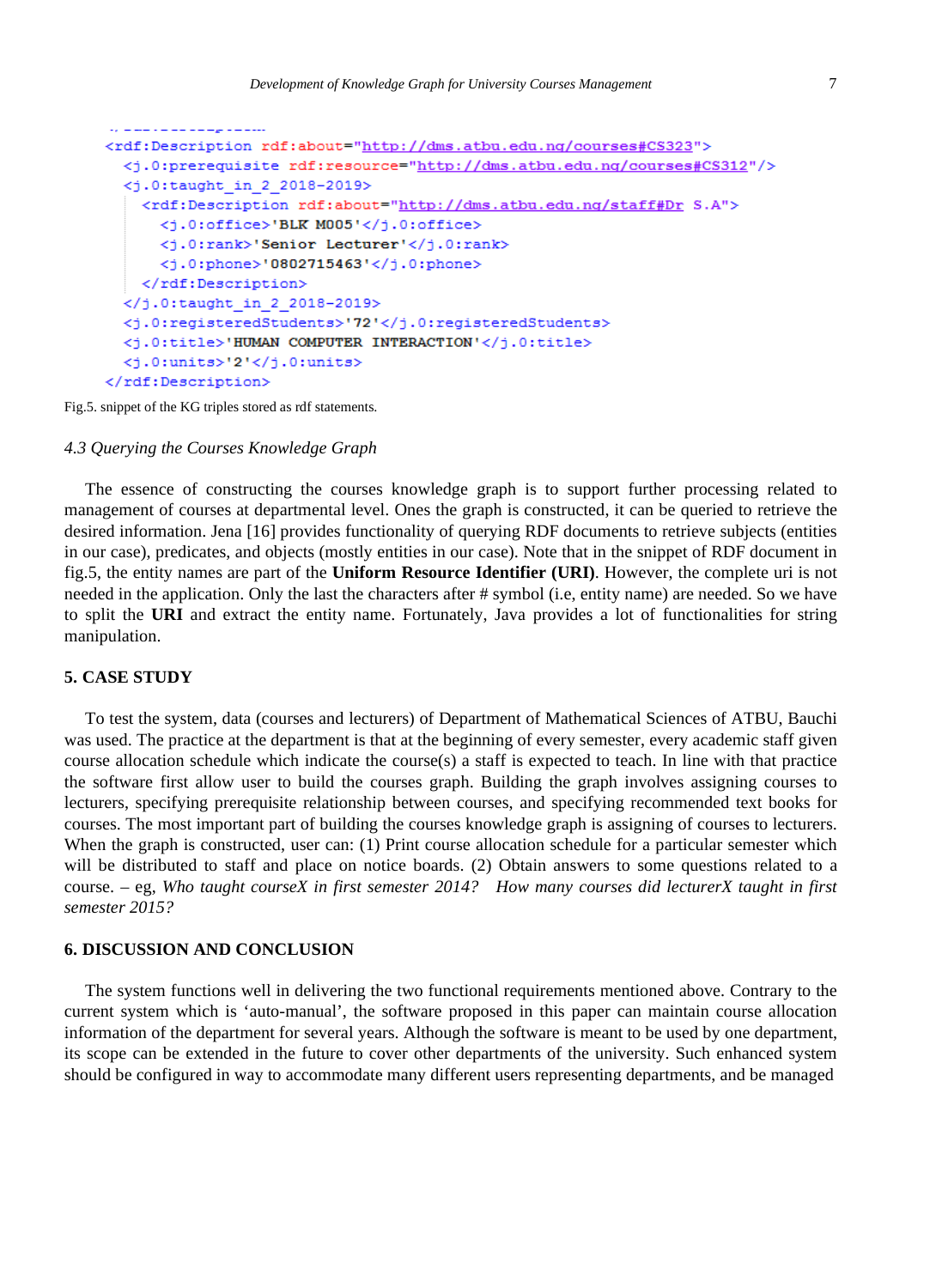```
</rdf:Description>
<rdf:Description rdf:about="http://dms.atbu.edu.ng/courses#CS323">
  <j.0:prerequisite rdf:resource="http://dms.atbu.edu.ng/courses#CS312"/>
  <j.0:taught_in_2_2018-2019>
    <rdf:Description rdf:about="http://dms.atbu.edu.ng/staff#Dr S.A">
      <j.0:office>'BLK M005'</j.0:office>
      <j.0:rank>'Senior Lecturer'</j.0:rank>
      <j.0:phone>'0802715463'</j.0:phone>
    </rdf:Description>
  </j.0:taught_in_2_2018-2019>
  <j.0:registeredStudents>'72'</j.0:registeredStudents>
  <j.0:title>'HUMAN COMPUTER INTERACTION'</j.0:title>
  <j.0:units>'2'</j.0:units>
</rdf:Description>
```

Fig.5. snippet of the KG triples stored as rdf statements.

### *4.3 Querying the Courses Knowledge Graph*

The essence of constructing the courses knowledge graph is to support further processing related to management of courses at departmental level. Ones the graph is constructed, it can be queried to retrieve the desired information. Jena [16] provides functionality of querying RDF documents to retrieve subjects (entities in our case), predicates, and objects (mostly entities in our case). Note that in the snippet of RDF document in fig.5, the entity names are part of the **Uniform Resource Identifier (URI)**. However, the complete uri is not needed in the application. Only the last the characters after # symbol (i.e, entity name) are needed. So we have to split the **URI** and extract the entity name. Fortunately, Java provides a lot of functionalities for string manipulation.

## 5. CASE STUDY

To test the system, data (courses and lecturers) of Department of Mathematical Sciences of ATBU, Bauchi was used. The practice at the department is that at the beginning of every semester, every academic staff given course allocation schedule which indicate the course(s) a staff is expected to teach. In line with that practice the software first allow user to build the courses graph. Building the graph involves assigning courses to lecturers, specifying prerequisite relationship between courses, and specifying recommended text books for courses. The most important part of building the courses knowledge graph is assigning of courses to lecturers. When the graph is constructed, user can: (1) Print course allocation schedule for a particular semester which will be distributed to staff and place on notice boards. (2) Obtain answers to some questions related to a course. – eg, *Who taught courseX in first semester 2014? How many courses did lecturerX taught in first semester 2015?*

## 6. DISCUSSION AND CONCLUSION

The system functions well in delivering the two functional requirements mentioned above. Contrary to the current system which is 'auto-manual', the software proposed in this paper can maintain course allocation information of the department for several years. Although the software is meant to be used by one department, its scope can be extended in the future to cover other departments of the university. Such enhanced system should be configured in way to accommodate many different users representing departments, and be managed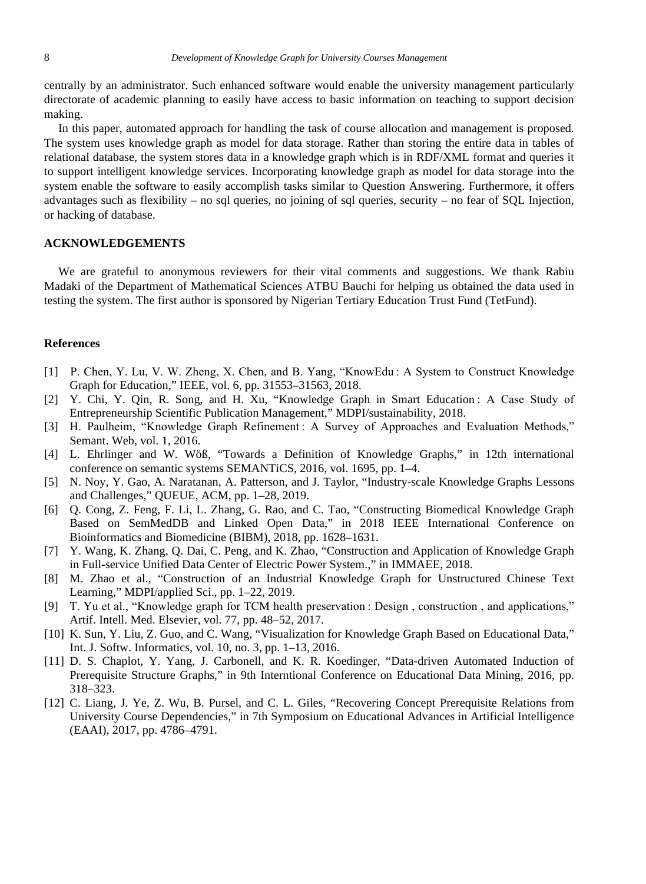centrally by an administrator. Such enhanced software would enable the university management particularly directorate of academic planning to easily have access to basic information on teaching to support decision making.

In this paper, automated approach for handling the task of course allocation and management is proposed. The system uses knowledge graph as model for data storage. Rather than storing the entire data in tables of relational database, the system stores data in a knowledge graph which is in RDF/XML format and queries it to support intelligent knowledge services. Incorporating knowledge graph as model for data storage into the system enable the software to easily accomplish tasks similar to Question Answering. Furthermore, it offers advantages such as flexibility – no sql queries, no joining of sql queries, security – no fear of SQL Injection, or hacking of database.

## ACKNOWLEDGEMENTS

We are grateful to anonymous reviewers for their vital comments and suggestions. We thank Rabiu Madaki of the Department of Mathematical Sciences ATBU Bauchi for helping us obtained the data used in testing the system. The first author is sponsored by Nigerian Tertiary Education Trust Fund (TetFund).

## References

[1] P. Chen, Y. Lu, V. W. Zheng, X. Chen, and B. Yang, "KnowEdu : A System to Construct Knowledge Graph for Education," IEEE, vol. 6, pp. 31553–31563, 2018.

[2] Y. Chi, Y. Qin, R. Song, and H. Xu, "Knowledge Graph in Smart Education : A Case Study of Entrepreneurship Scientific Publication Management," MDPI/sustainability, 2018.

[3] H. Paulheim, "Knowledge Graph Refinement : A Survey of Approaches and Evaluation Methods," Semant. Web, vol. 1, 2016.

[4] L. Ehrlinger and W. Wöß, "Towards a Definition of Knowledge Graphs," in 12th international conference on semantic systems SEMANTiCS, 2016, vol. 1695, pp. 1–4.

[5] N. Noy, Y. Gao, A. Naratanan, A. Patterson, and J. Taylor, "Industry-scale Knowledge Graphs Lessons and Challenges," QUEUE, ACM, pp. 1–28, 2019.

[6] Q. Cong, Z. Feng, F. Li, L. Zhang, G. Rao, and C. Tao, "Constructing Biomedical Knowledge Graph Based on SemMedDB and Linked Open Data," in 2018 IEEE International Conference on Bioinformatics and Biomedicine (BIBM), 2018, pp. 1628–1631.

[7] Y. Wang, K. Zhang, Q. Dai, C. Peng, and K. Zhao, "Construction and Application of Knowledge Graph in Full-service Unified Data Center of Electric Power System.," in IMMAEE, 2018.

[8] M. Zhao et al., "Construction of an Industrial Knowledge Graph for Unstructured Chinese Text Learning," MDPI/applied Sci., pp. 1–22, 2019.

[9] T. Yu et al., "Knowledge graph for TCM health preservation : Design , construction , and applications," Artif. Intell. Med. Elsevier, vol. 77, pp. 48–52, 2017.

[10] K. Sun, Y. Liu, Z. Guo, and C. Wang, "Visualization for Knowledge Graph Based on Educational Data," Int. J. Softw. Informatics, vol. 10, no. 3, pp. 1–13, 2016.

[11] D. S. Chaplot, Y. Yang, J. Carbonell, and K. R. Koedinger, "Data-driven Automated Induction of Prerequisite Structure Graphs," in 9th Interntional Conference on Educational Data Mining, 2016, pp. 318–323.

[12] C. Liang, J. Ye, Z. Wu, B. Pursel, and C. L. Giles, "Recovering Concept Prerequisite Relations from University Course Dependencies," in 7th Symposium on Educational Advances in Artificial Intelligence (EAAI), 2017, pp. 4786–4791.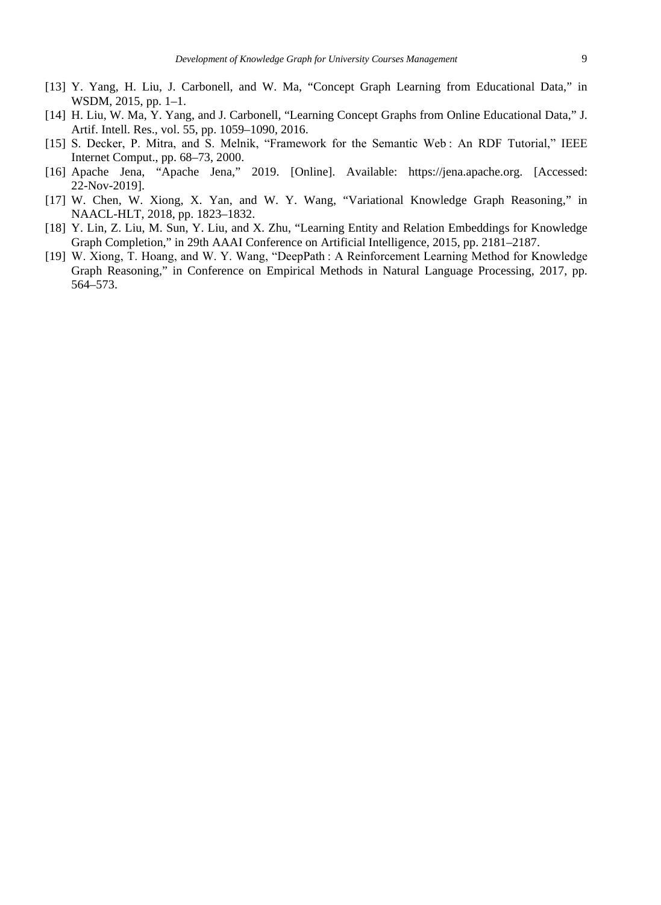[13] Y. Yang, H. Liu, J. Carbonell, and W. Ma, “Concept Graph Learning from Educational Data,” in WSDM, 2015, pp. 1–1.

[14] H. Liu, W. Ma, Y. Yang, and J. Carbonell, “Learning Concept Graphs from Online Educational Data,” J. Artif. Intell. Res., vol. 55, pp. 1059–1090, 2016.

[15] S. Decker, P. Mitra, and S. Melnik, “Framework for the Semantic Web : An RDF Tutorial,” IEEE Internet Comput., pp. 68–73, 2000.

[16] Apache Jena, “Apache Jena,” 2019. [Online]. Available: https://jena.apache.org. [Accessed: 22-Nov-2019].

[17] W. Chen, W. Xiong, X. Yan, and W. Y. Wang, “Variational Knowledge Graph Reasoning,” in NAACL-HLT, 2018, pp. 1823–1832.

[18] Y. Lin, Z. Liu, M. Sun, Y. Liu, and X. Zhu, “Learning Entity and Relation Embeddings for Knowledge Graph Completion,” in 29th AAAI Conference on Artificial Intelligence, 2015, pp. 2181–2187.

[19] W. Xiong, T. Hoang, and W. Y. Wang, “DeepPath : A Reinforcement Learning Method for Knowledge Graph Reasoning,” in Conference on Empirical Methods in Natural Language Processing, 2017, pp. 564–573.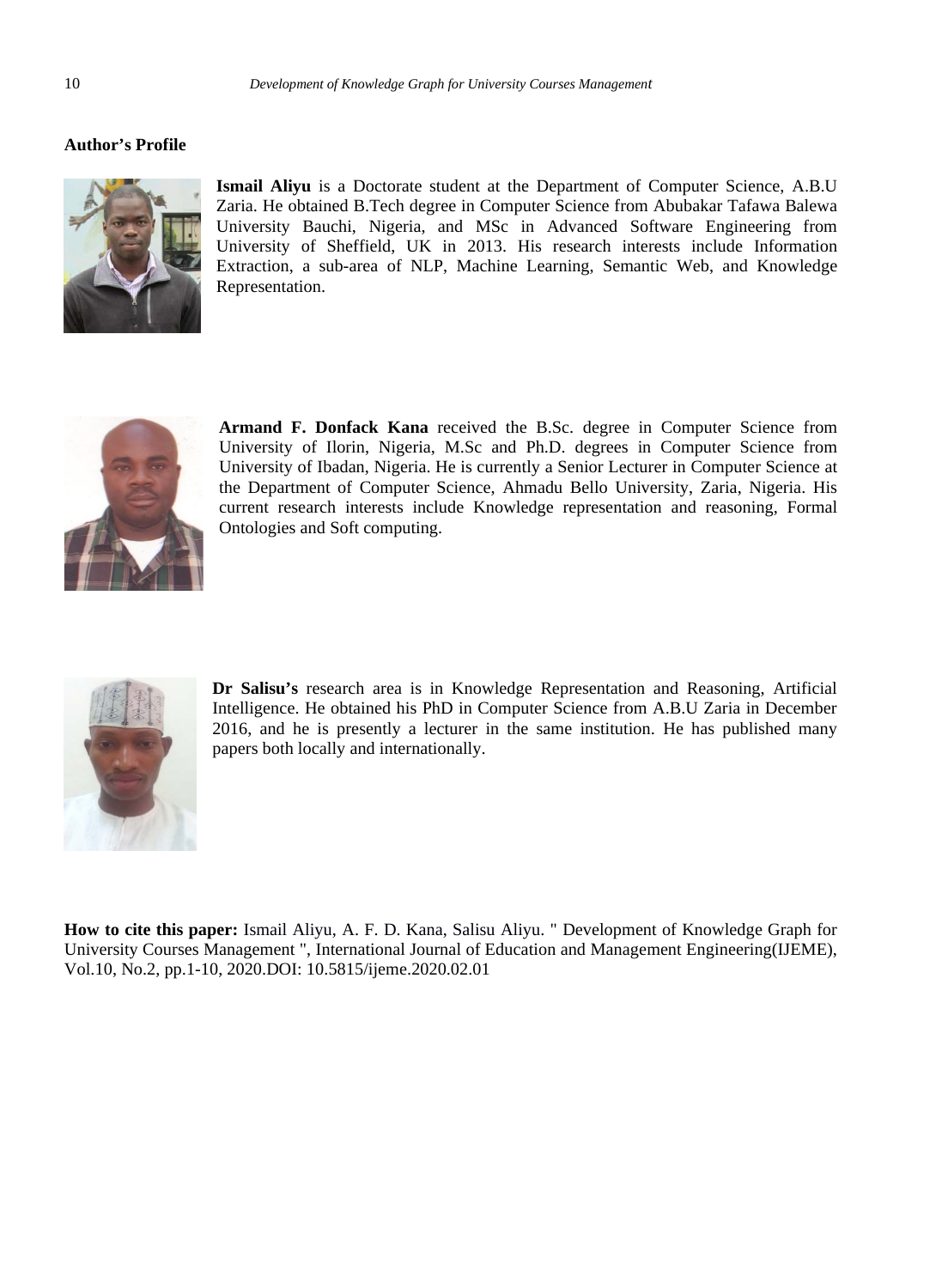**Author's Profile**

**Ismail Aliyu** is a Doctorate student at the Department of Computer Science, A.B.U Zaria. He obtained B.Tech degree in Computer Science from Abubakar Tafawa Balewa University Bauchi, Nigeria, and MSc in Advanced Software Engineering from University of Sheffield, UK in 2013. His research interests include Information Extraction, a sub-area of NLP, Machine Learning, Semantic Web, and Knowledge Representation.

**Armand F. Donfack Kana** received the B.Sc. degree in Computer Science from University of Ilorin, Nigeria, M.Sc and Ph.D. degrees in Computer Science from University of Ibadan, Nigeria. He is currently a Senior Lecturer in Computer Science at the Department of Computer Science, Ahmadu Bello University, Zaria, Nigeria. His current research interests include Knowledge representation and reasoning, Formal Ontologies and Soft computing.

**Dr Salisu's** research area is in Knowledge Representation and Reasoning, Artificial Intelligence. He obtained his PhD in Computer Science from A.B.U Zaria in December 2016, and he is presently a lecturer in the same institution. He has published many papers both locally and internationally.

**How to cite this paper:** Ismail Aliyu, A. F. D. Kana, Salisu Aliyu. " Development of Knowledge Graph for University Courses Management ", International Journal of Education and Management Engineering(IJEME), Vol.10, No.2, pp.1-10, 2020.DOI: 10.5815/ijeme.2020.02.01